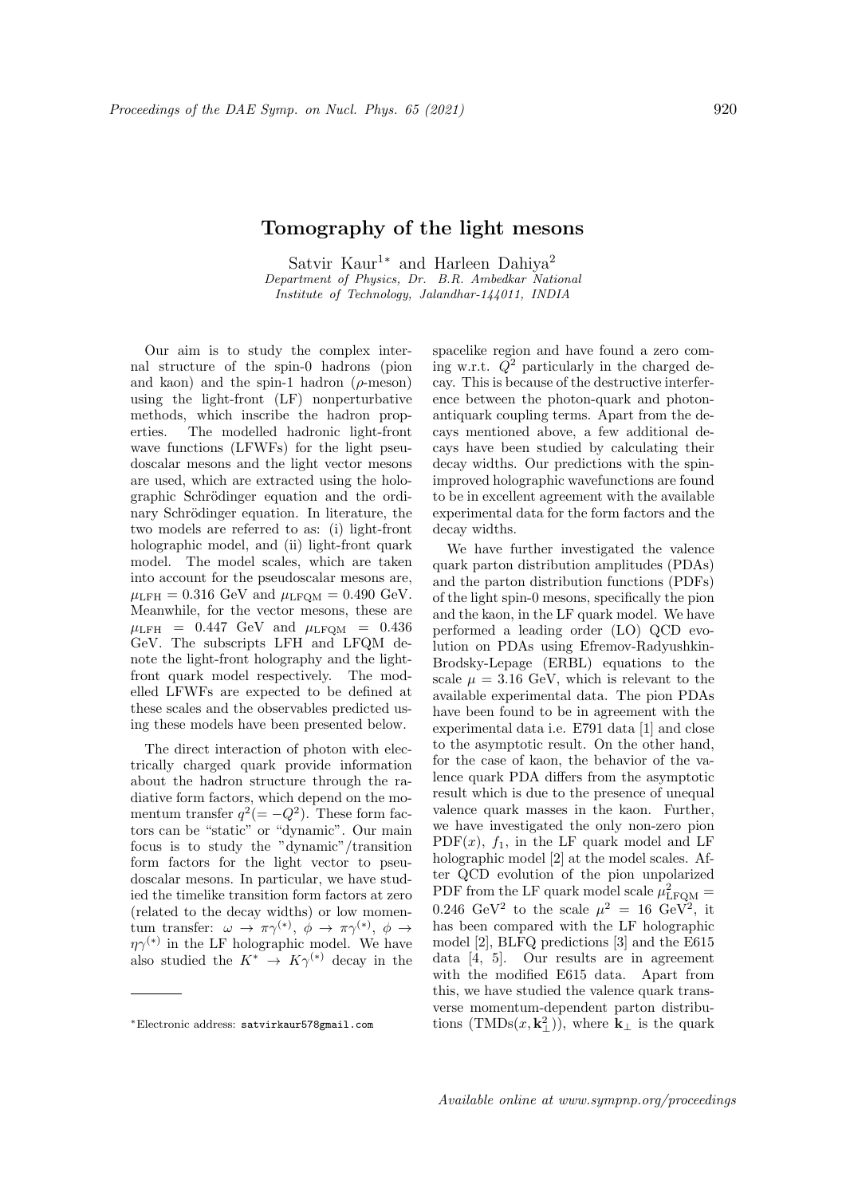# Tomography of the light mesons

Satvir Kaur[1*] and Harleen Dahiya[2]

*Department of Physics, Dr. B.R. Ambedkar National Institute of Technology, Jalandhar-144011, INDIA*

Our aim is to study the complex internal structure of the spin-0 hadrons (pion and kaon) and the spin-1 hadron ($\rho$-meson) using the light-front (LF) nonperturbative methods, which inscribe the hadron properties. The modelled hadronic light-front wave functions (LFWFs) for the light pseudoscalar mesons and the light vector mesons are used, which are extracted using the holographic Schrödinger equation and the ordinary Schrödinger equation. In literature, the two models are referred to as: (i) light-front holographic model, and (ii) light-front quark model. The model scales, which are taken into account for the pseudoscalar mesons are, $\mu_{\rm LFH} = 0.316$ GeV and $\mu_{\rm LFQM} = 0.490$ GeV. Meanwhile, for the vector mesons, these are $\mu_{\rm LFH} = 0.447$ GeV and $\mu_{\rm LFQM} = 0.436$ GeV. The subscripts LFH and LFQM denote the light-front holography and the light-front quark model respectively. The modelled LFWFs are expected to be defined at these scales and the observables predicted using these models have been presented below.

The direct interaction of photon with electrically charged quark provide information about the hadron structure through the radiative form factors, which depend on the momentum transfer $q^2 (= -Q^2)$. These form factors can be "static" or "dynamic". Our main focus is to study the "dynamic"/transition form factors for the light vector to pseudoscalar mesons. In particular, we have studied the timelike transition form factors at zero (related to the decay widths) or low momentum transfer: $\omega \to \pi\gamma^{(*)}$, $\phi \to \pi\gamma^{(*)}$, $\phi \to \eta\gamma^{(*)}$ in the LF holographic model. We have also studied the $K^* \to K\gamma^{(*)}$ decay in the spacelike region and have found a zero coming w.r.t. $Q^2$ particularly in the charged decay. This is because of the destructive interference between the photon-quark and photon-antiquark coupling terms. Apart from the decays mentioned above, a few additional decays have been studied by calculating their decay widths. Our predictions with the spin-improved holographic wavefunctions are found to be in excellent agreement with the available experimental data for the form factors and the decay widths.

We have further investigated the valence quark parton distribution amplitudes (PDAs) and the parton distribution functions (PDFs) of the light spin-0 mesons, specifically the pion and the kaon, in the LF quark model. We have performed a leading order (LO) QCD evolution on PDAs using Efremov-Radyushkin-Brodsky-Lepage (ERBL) equations to the scale $\mu = 3.16$ GeV, which is relevant to the available experimental data. The pion PDAs have been found to be in agreement with the experimental data i.e. E791 data [1] and close to the asymptotic result. On the other hand, for the case of kaon, the behavior of the valence quark PDA differs from the asymptotic result which is due to the presence of unequal valence quark masses in the kaon. Further, we have investigated the only non-zero pion PDF$(x)$, $f_1$, in the LF quark model and LF holographic model [2] at the model scales. After QCD evolution of the pion unpolarized PDF from the LF quark model scale $\mu^2_{\rm LFQM} = 0.246$ GeV$^2$ to the scale $\mu^2 = 16$ GeV$^2$, it has been compared with the LF holographic model [2], BLFQ predictions [3] and the E615 data [4, 5]. Our results are in agreement with the modified E615 data. Apart from this, we have studied the valence quark transverse momentum-dependent parton distributions (TMDs$(x, \mathbf{k}^2_\perp)$), where $\mathbf{k}_\perp$ is the quark

*Electronic address: satvirkaur578gmail.com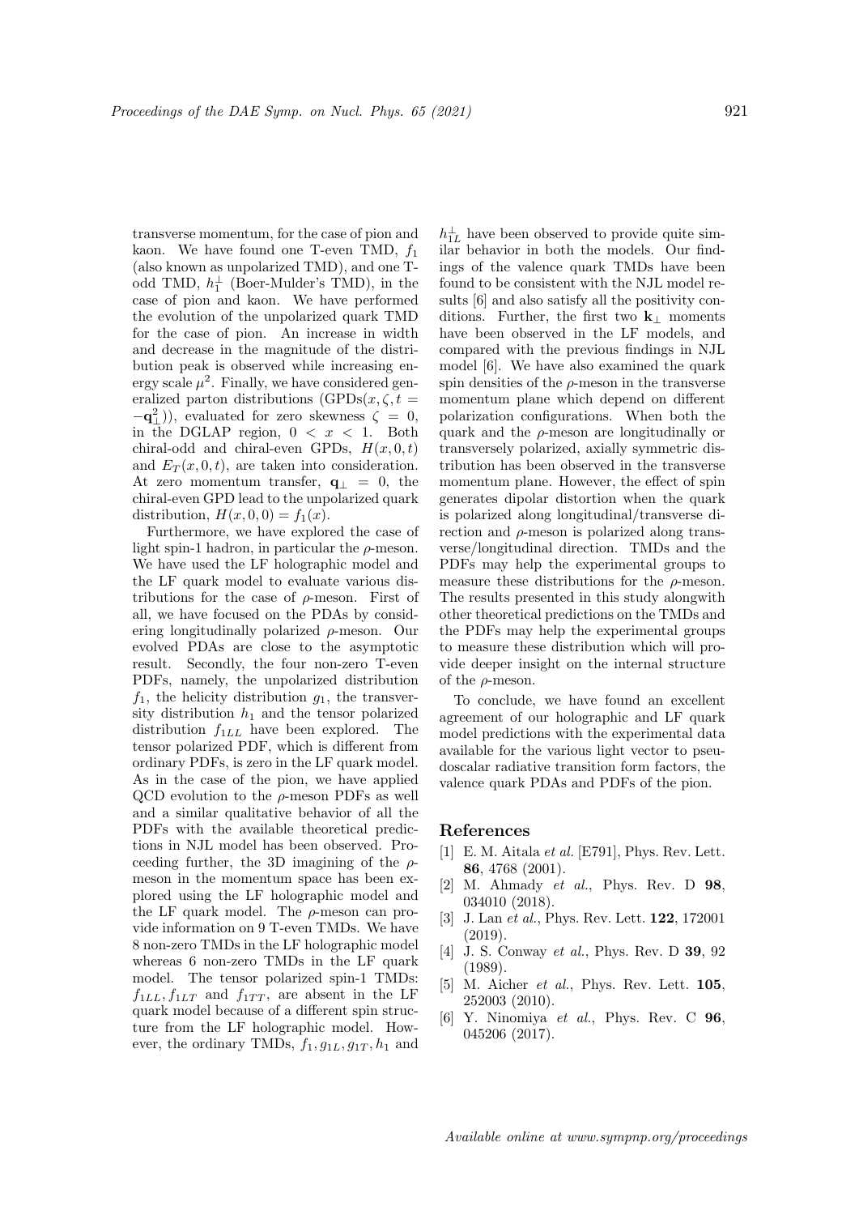transverse momentum, for the case of pion and kaon. We have found one T-even TMD, $f_1$ (also known as unpolarized TMD), and one T-odd TMD, $h_1^\perp$ (Boer-Mulder's TMD), in the case of pion and kaon. We have performed the evolution of the unpolarized quark TMD for the case of pion. An increase in width and decrease in the magnitude of the distribution peak is observed while increasing energy scale $\mu^2$. Finally, we have considered generalized parton distributions (GPDs$(x, \zeta, t = -\mathbf{q}_\perp^2)$), evaluated for zero skewness $\zeta = 0$, in the DGLAP region, $0 < x < 1$. Both chiral-odd and chiral-even GPDs, $H(x, 0, t)$ and $E_T(x, 0, t)$, are taken into consideration. At zero momentum transfer, $\mathbf{q}_\perp = 0$, the chiral-even GPD lead to the unpolarized quark distribution, $H(x, 0, 0) = f_1(x)$.

Furthermore, we have explored the case of light spin-1 hadron, in particular the $\rho$-meson. We have used the LF holographic model and the LF quark model to evaluate various distributions for the case of $\rho$-meson. First of all, we have focused on the PDAs by considering longitudinally polarized $\rho$-meson. Our evolved PDAs are close to the asymptotic result. Secondly, the four non-zero T-even PDFs, namely, the unpolarized distribution $f_1$, the helicity distribution $g_1$, the transversity distribution $h_1$ and the tensor polarized distribution $f_{1LL}$ have been explored. The tensor polarized PDF, which is different from ordinary PDFs, is zero in the LF quark model. As in the case of the pion, we have applied QCD evolution to the $\rho$-meson PDFs as well and a similar qualitative behavior of all the PDFs with the available theoretical predictions in NJL model has been observed. Proceeding further, the 3D imagining of the $\rho$-meson in the momentum space has been explored using the LF holographic model and the LF quark model. The $\rho$-meson can provide information on 9 T-even TMDs. We have 8 non-zero TMDs in the LF holographic model whereas 6 non-zero TMDs in the LF quark model. The tensor polarized spin-1 TMDs: $f_{1LL}, f_{1LT}$ and $f_{1TT}$, are absent in the LF quark model because of a different spin structure from the LF holographic model. However, the ordinary TMDs, $f_1, g_{1L}, g_{1T}, h_1$ and $h_{1L}^\perp$ have been observed to provide quite similar behavior in both the models. Our findings of the valence quark TMDs have been found to be consistent with the NJL model results [6] and also satisfy all the positivity conditions. Further, the first two $\mathbf{k}_\perp$ moments have been observed in the LF models, and compared with the previous findings in NJL model [6]. We have also examined the quark spin densities of the $\rho$-meson in the transverse momentum plane which depend on different polarization configurations. When both the quark and the $\rho$-meson are longitudinally or transversely polarized, axially symmetric distribution has been observed in the transverse momentum plane. However, the effect of spin generates dipolar distortion when the quark is polarized along longitudinal/transverse direction and $\rho$-meson is polarized along transverse/longitudinal direction. TMDs and the PDFs may help the experimental groups to measure these distributions for the $\rho$-meson. The results presented in this study alongwith other theoretical predictions on the TMDs and the PDFs may help the experimental groups to measure these distribution which will provide deeper insight on the internal structure of the $\rho$-meson.

To conclude, we have found an excellent agreement of our holographic and LF quark model predictions with the experimental data available for the various light vector to pseudoscalar radiative transition form factors, the valence quark PDAs and PDFs of the pion.

## References

[1] E. M. Aitala *et al.* [E791], Phys. Rev. Lett. **86**, 4768 (2001).

[2] M. Ahmady *et al.*, Phys. Rev. D **98**, 034010 (2018).

[3] J. Lan *et al.*, Phys. Rev. Lett. **122**, 172001 (2019).

[4] J. S. Conway *et al.*, Phys. Rev. D **39**, 92 (1989).

[5] M. Aicher *et al.*, Phys. Rev. Lett. **105**, 252003 (2010).

[6] Y. Ninomiya *et al.*, Phys. Rev. C **96**, 045206 (2017).